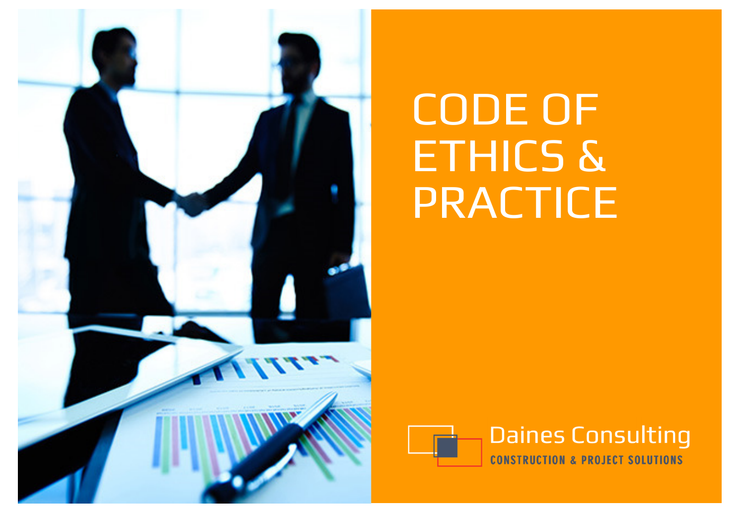# CODE OF ETHICS & PRACTICE

Daines Consulting

CONSTRUCTION & PROJECT SOLUTIONS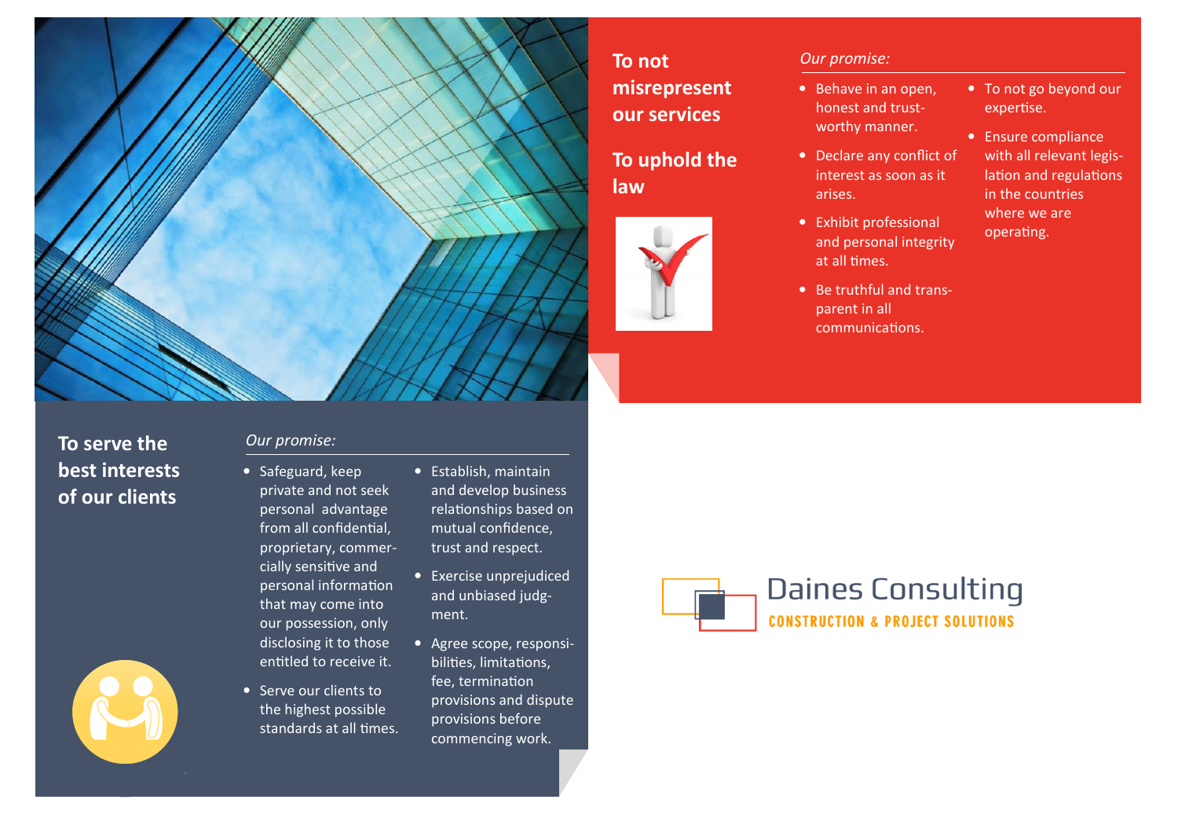## To not misrepresent our services

## To uphold the law

*Our promise:*

- Behave in an open, honest and trustworthy manner.
- Declare any conflict of interest as soon as it arises.
- Exhibit professional and personal integrity at all times.
- Be truthful and transparent in all communications.
- To not go beyond our expertise.
- Ensure compliance with all relevant legislation and regulations in the countries where we are operating.

## To serve the best interests of our clients

*Our promise:*

- Safeguard, keep private and not seek personal advantage from all confidential, proprietary, commercially sensitive and personal information that may come into our possession, only disclosing it to those entitled to receive it.
- Serve our clients to the highest possible standards at all times.
- Establish, maintain and develop business relationships based on mutual confidence, trust and respect.
- Exercise unprejudiced and unbiased judgment.
- Agree scope, responsibilities, limitations, fee, termination provisions and dispute provisions before commencing work.

Daines Consulting

CONSTRUCTION & PROJECT SOLUTIONS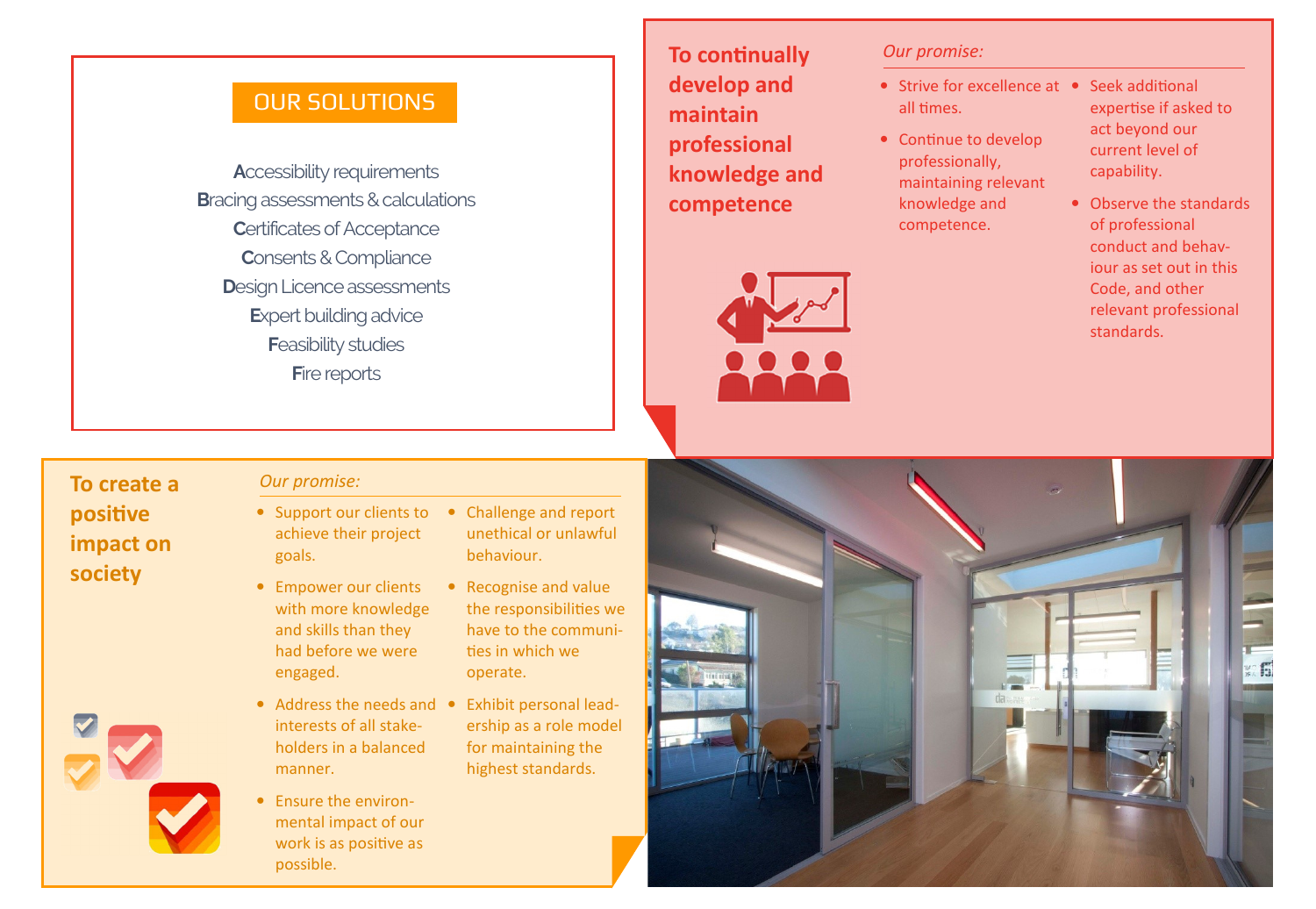## OUR SOLUTIONS

Accessibility requirements
Bracing assessments & calculations
Certificates of Acceptance
Consents & Compliance
Design Licence assessments
Expert building advice
Feasibility studies
Fire reports

## To continually develop and maintain professional knowledge and competence

*Our promise:*

- Strive for excellence at all times.
- Continue to develop professionally, maintaining relevant knowledge and competence.
- Seek additional expertise if asked to act beyond our current level of capability.
- Observe the standards of professional conduct and behaviour as set out in this Code, and other relevant professional standards.

## To create a positive impact on society

*Our promise:*

- Support our clients to achieve their project goals.
- Empower our clients with more knowledge and skills than they had before we were engaged.
- Address the needs and interests of all stakeholders in a balanced manner.
- Ensure the environmental impact of our work is as positive as possible.
- Challenge and report unethical or unlawful behaviour.
- Recognise and value the responsibilities we have to the communities in which we operate.
- Exhibit personal leadership as a role model for maintaining the highest standards.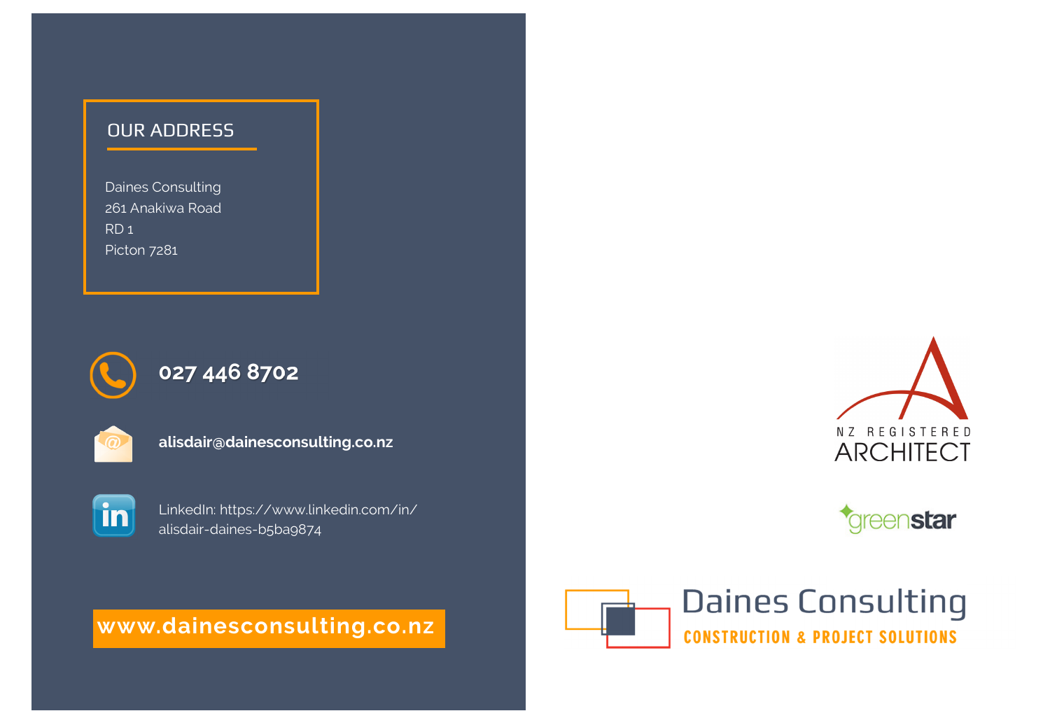## OUR ADDRESS

Daines Consulting
261 Anakiwa Road
RD 1
Picton 7281

**027 446 8702**

**alisdair@dainesconsulting.co.nz**

LinkedIn: https://www.linkedin.com/in/alisdair-daines-b5ba9874

**www.dainesconsulting.co.nz**

NZ REGISTERED ARCHITECT

greenstar

Daines Consulting
CONSTRUCTION & PROJECT SOLUTIONS